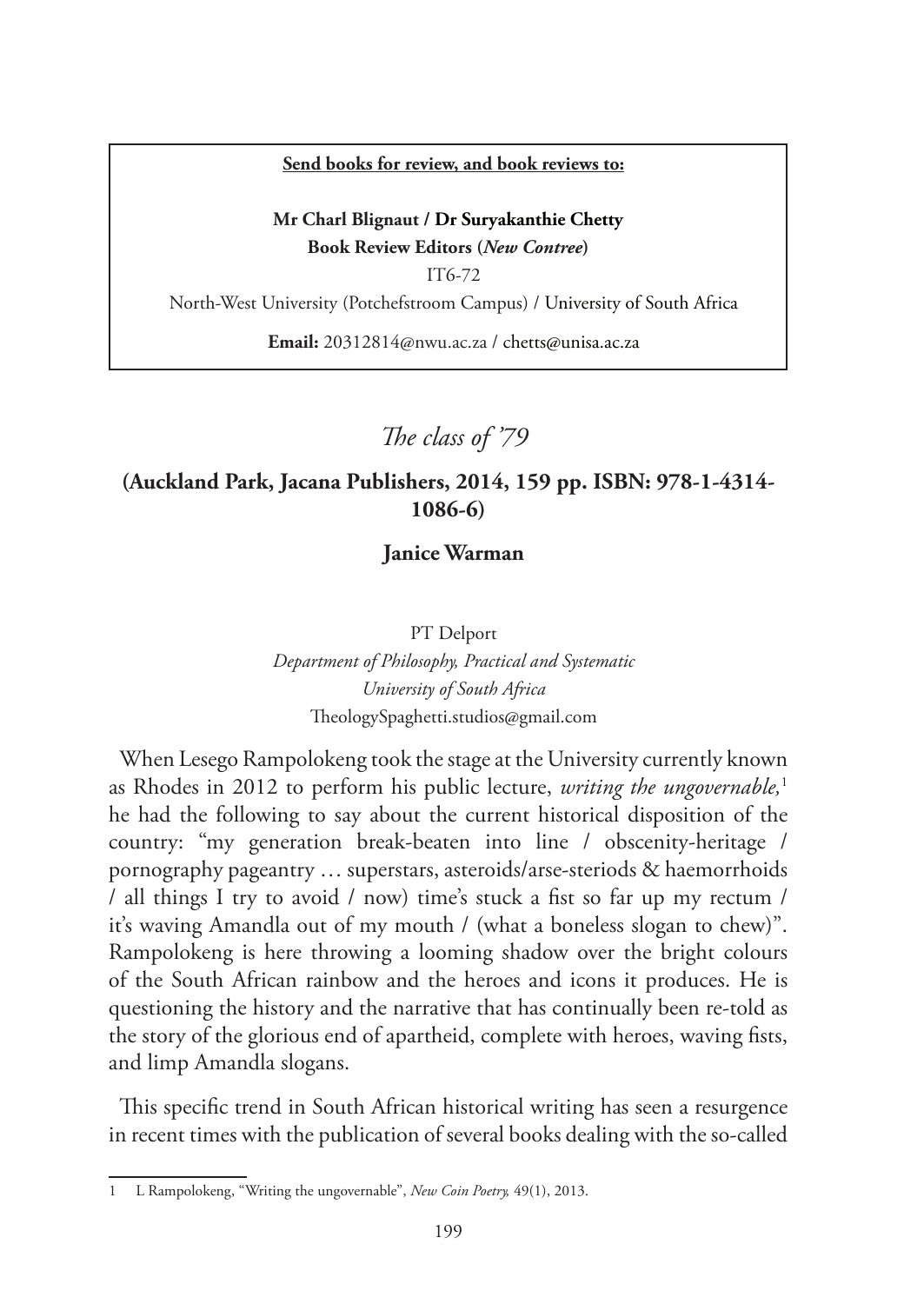**Send books for review, and book reviews to:**

**Mr Charl Blignaut / Dr Suryakanthie Chetty**
**Book Review Editors (*New Contree*)**
IT6-72
North-West University (Potchefstroom Campus) / University of South Africa
**Email:** 20312814@nwu.ac.za / chetts@unisa.ac.za

# *The class of '79*

## (Auckland Park, Jacana Publishers, 2014, 159 pp. ISBN: 978-1-4314-1086-6)

### Janice Warman

PT Delport
*Department of Philosophy, Practical and Systematic*
*University of South Africa*
TheologySpaghetti.studios@gmail.com

When Lesego Rampolokeng took the stage at the University currently known as Rhodes in 2012 to perform his public lecture, *writing the ungovernable,*[1] he had the following to say about the current historical disposition of the country: "my generation break-beaten into line / obscenity-heritage / pornography pageantry … superstars, asteroids/arse-steriods & haemorrhoids / all things I try to avoid / now) time's stuck a fist so far up my rectum / it's waving Amandla out of my mouth / (what a boneless slogan to chew)". Rampolokeng is here throwing a looming shadow over the bright colours of the South African rainbow and the heroes and icons it produces. He is questioning the history and the narrative that has continually been re-told as the story of the glorious end of apartheid, complete with heroes, waving fists, and limp Amandla slogans.

This specific trend in South African historical writing has seen a resurgence in recent times with the publication of several books dealing with the so-called

---

1 L Rampolokeng, "Writing the ungovernable", *New Coin Poetry,* 49(1), 2013.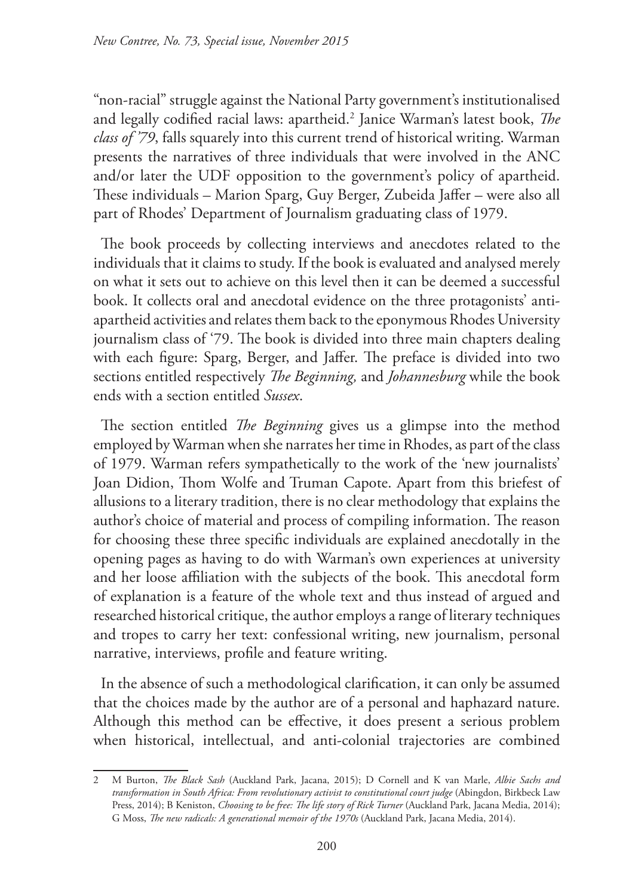"non-racial" struggle against the National Party government's institutionalised and legally codified racial laws: apartheid.[2] Janice Warman's latest book, *The class of '79*, falls squarely into this current trend of historical writing. Warman presents the narratives of three individuals that were involved in the ANC and/or later the UDF opposition to the government's policy of apartheid. These individuals – Marion Sparg, Guy Berger, Zubeida Jaffer – were also all part of Rhodes' Department of Journalism graduating class of 1979.

The book proceeds by collecting interviews and anecdotes related to the individuals that it claims to study. If the book is evaluated and analysed merely on what it sets out to achieve on this level then it can be deemed a successful book. It collects oral and anecdotal evidence on the three protagonists' anti-apartheid activities and relates them back to the eponymous Rhodes University journalism class of '79. The book is divided into three main chapters dealing with each figure: Sparg, Berger, and Jaffer. The preface is divided into two sections entitled respectively *The Beginning,* and *Johannesburg* while the book ends with a section entitled *Sussex*.

The section entitled *The Beginning* gives us a glimpse into the method employed by Warman when she narrates her time in Rhodes, as part of the class of 1979. Warman refers sympathetically to the work of the 'new journalists' Joan Didion, Thom Wolfe and Truman Capote. Apart from this briefest of allusions to a literary tradition, there is no clear methodology that explains the author's choice of material and process of compiling information. The reason for choosing these three specific individuals are explained anecdotally in the opening pages as having to do with Warman's own experiences at university and her loose affiliation with the subjects of the book. This anecdotal form of explanation is a feature of the whole text and thus instead of argued and researched historical critique, the author employs a range of literary techniques and tropes to carry her text: confessional writing, new journalism, personal narrative, interviews, profile and feature writing.

In the absence of such a methodological clarification, it can only be assumed that the choices made by the author are of a personal and haphazard nature. Although this method can be effective, it does present a serious problem when historical, intellectual, and anti-colonial trajectories are combined

---

2 M Burton, *The Black Sash* (Auckland Park, Jacana, 2015); D Cornell and K van Marle, *Albie Sachs and transformation in South Africa: From revolutionary activist to constitutional court judge* (Abingdon, Birkbeck Law Press, 2014); B Keniston, *Choosing to be free: The life story of Rick Turner* (Auckland Park, Jacana Media, 2014); G Moss, *The new radicals: A generational memoir of the 1970s* (Auckland Park, Jacana Media, 2014).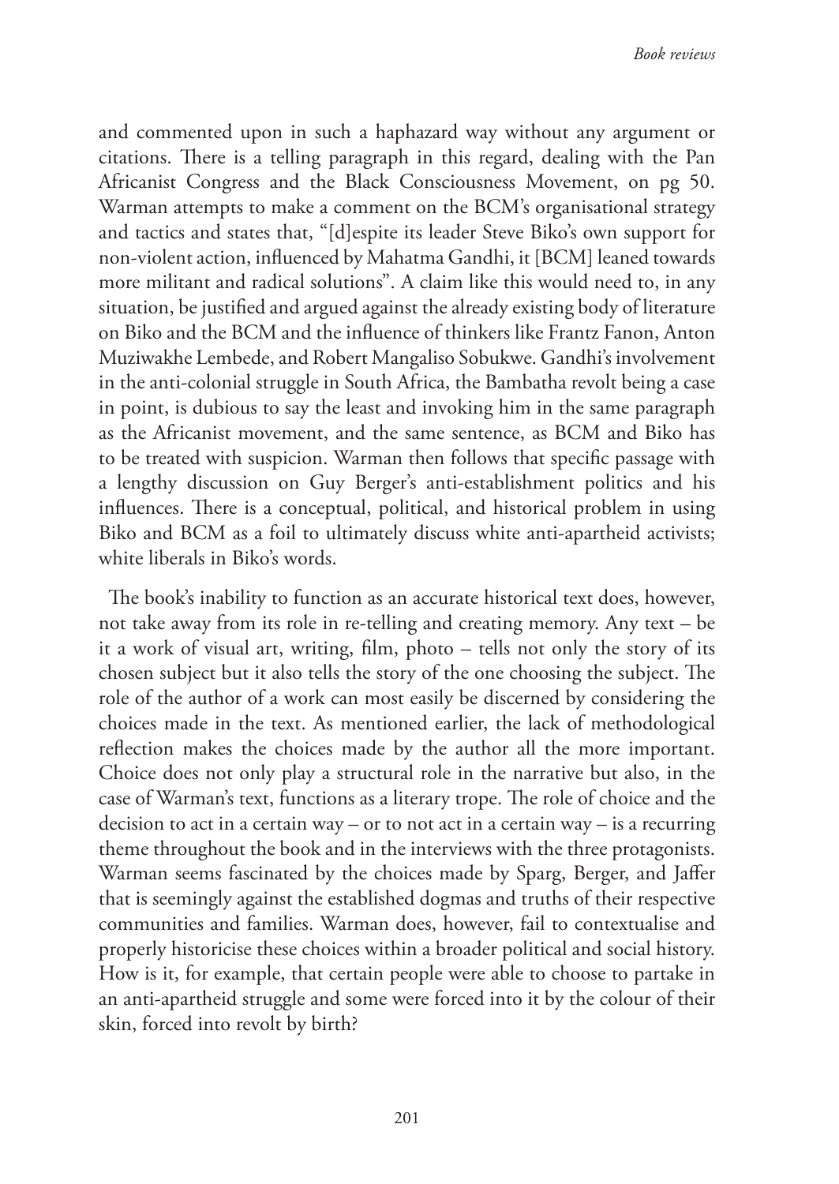and commented upon in such a haphazard way without any argument or citations. There is a telling paragraph in this regard, dealing with the Pan Africanist Congress and the Black Consciousness Movement, on pg 50. Warman attempts to make a comment on the BCM's organisational strategy and tactics and states that, "[d]espite its leader Steve Biko's own support for non-violent action, influenced by Mahatma Gandhi, it [BCM] leaned towards more militant and radical solutions". A claim like this would need to, in any situation, be justified and argued against the already existing body of literature on Biko and the BCM and the influence of thinkers like Frantz Fanon, Anton Muziwakhe Lembede, and Robert Mangaliso Sobukwe. Gandhi's involvement in the anti-colonial struggle in South Africa, the Bambatha revolt being a case in point, is dubious to say the least and invoking him in the same paragraph as the Africanist movement, and the same sentence, as BCM and Biko has to be treated with suspicion. Warman then follows that specific passage with a lengthy discussion on Guy Berger's anti-establishment politics and his influences. There is a conceptual, political, and historical problem in using Biko and BCM as a foil to ultimately discuss white anti-apartheid activists; white liberals in Biko's words.

The book's inability to function as an accurate historical text does, however, not take away from its role in re-telling and creating memory. Any text – be it a work of visual art, writing, film, photo – tells not only the story of its chosen subject but it also tells the story of the one choosing the subject. The role of the author of a work can most easily be discerned by considering the choices made in the text. As mentioned earlier, the lack of methodological reflection makes the choices made by the author all the more important. Choice does not only play a structural role in the narrative but also, in the case of Warman's text, functions as a literary trope. The role of choice and the decision to act in a certain way – or to not act in a certain way – is a recurring theme throughout the book and in the interviews with the three protagonists. Warman seems fascinated by the choices made by Sparg, Berger, and Jaffer that is seemingly against the established dogmas and truths of their respective communities and families. Warman does, however, fail to contextualise and properly historicise these choices within a broader political and social history. How is it, for example, that certain people were able to choose to partake in an anti-apartheid struggle and some were forced into it by the colour of their skin, forced into revolt by birth?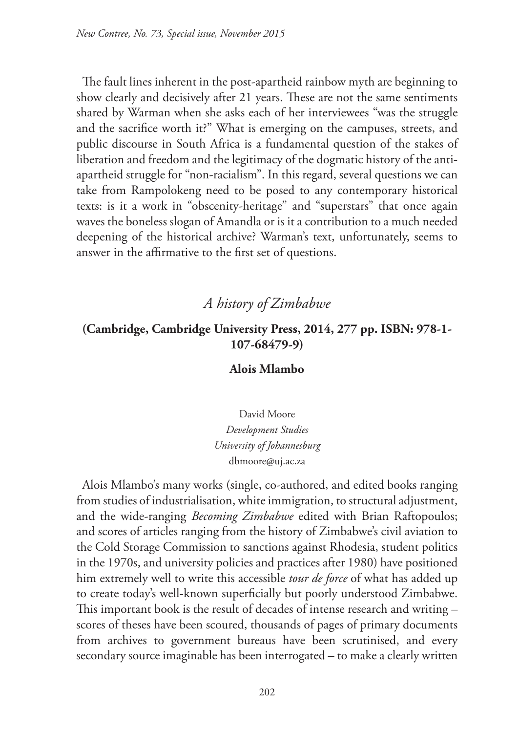The fault lines inherent in the post-apartheid rainbow myth are beginning to show clearly and decisively after 21 years. These are not the same sentiments shared by Warman when she asks each of her interviewees "was the struggle and the sacrifice worth it?" What is emerging on the campuses, streets, and public discourse in South Africa is a fundamental question of the stakes of liberation and freedom and the legitimacy of the dogmatic history of the anti-apartheid struggle for "non-racialism". In this regard, several questions we can take from Rampolokeng need to be posed to any contemporary historical texts: is it a work in "obscenity-heritage" and "superstars" that once again waves the boneless slogan of Amandla or is it a contribution to a much needed deepening of the historical archive? Warman's text, unfortunately, seems to answer in the affirmative to the first set of questions.

## *A history of Zimbabwe*

**(Cambridge, Cambridge University Press, 2014, 277 pp. ISBN: 978-1-107-68479-9)**

**Alois Mlambo**

David Moore
*Development Studies*
*University of Johannesburg*
dbmoore@uj.ac.za

Alois Mlambo's many works (single, co-authored, and edited books ranging from studies of industrialisation, white immigration, to structural adjustment, and the wide-ranging *Becoming Zimbabwe* edited with Brian Raftopoulos; and scores of articles ranging from the history of Zimbabwe's civil aviation to the Cold Storage Commission to sanctions against Rhodesia, student politics in the 1970s, and university policies and practices after 1980) have positioned him extremely well to write this accessible *tour de force* of what has added up to create today's well-known superficially but poorly understood Zimbabwe. This important book is the result of decades of intense research and writing – scores of theses have been scoured, thousands of pages of primary documents from archives to government bureaus have been scrutinised, and every secondary source imaginable has been interrogated – to make a clearly written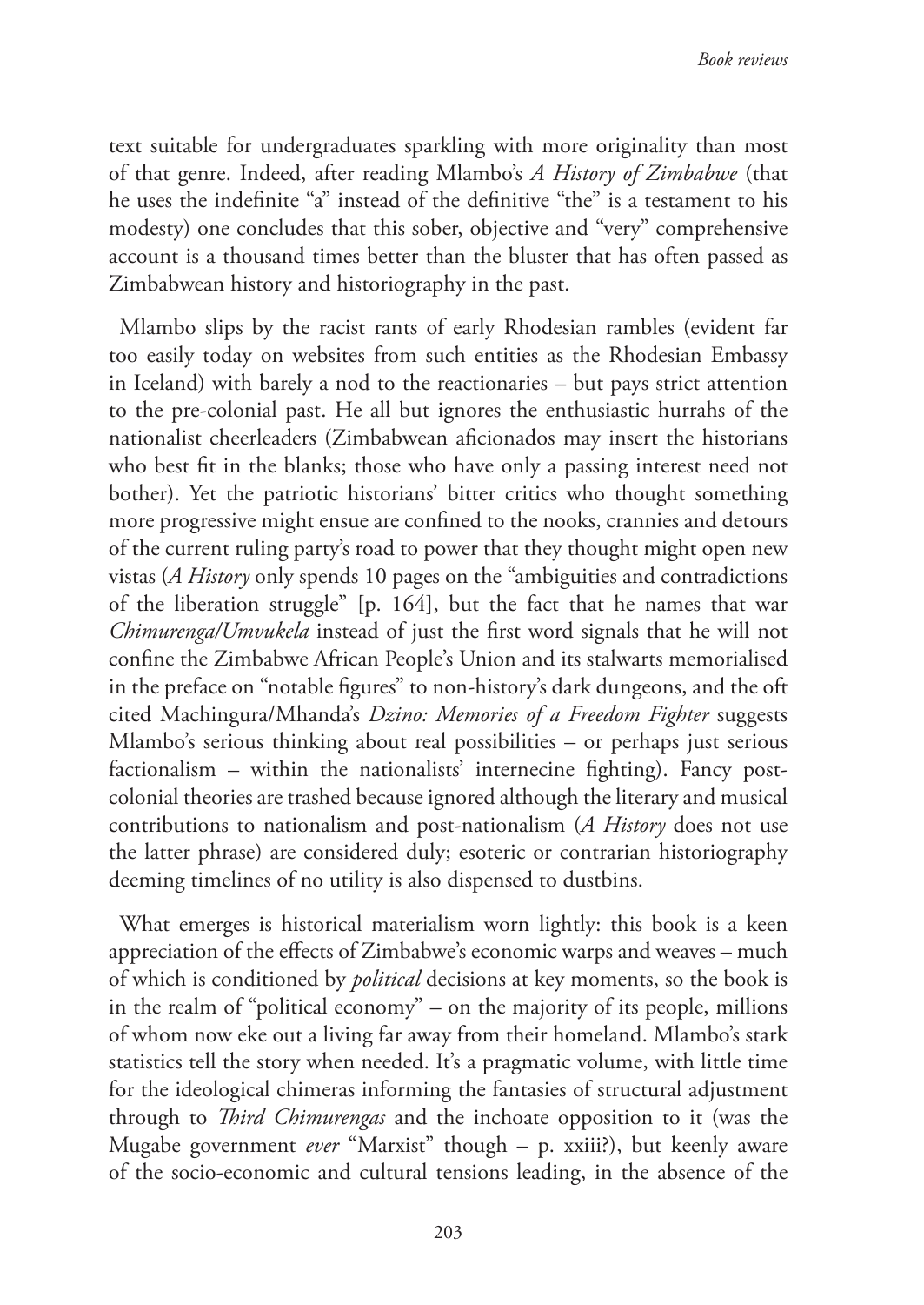text suitable for undergraduates sparkling with more originality than most of that genre. Indeed, after reading Mlambo's *A History of Zimbabwe* (that he uses the indefinite "a" instead of the definitive "the" is a testament to his modesty) one concludes that this sober, objective and "very" comprehensive account is a thousand times better than the bluster that has often passed as Zimbabwean history and historiography in the past.

Mlambo slips by the racist rants of early Rhodesian rambles (evident far too easily today on websites from such entities as the Rhodesian Embassy in Iceland) with barely a nod to the reactionaries – but pays strict attention to the pre-colonial past. He all but ignores the enthusiastic hurrahs of the nationalist cheerleaders (Zimbabwean aficionados may insert the historians who best fit in the blanks; those who have only a passing interest need not bother). Yet the patriotic historians' bitter critics who thought something more progressive might ensue are confined to the nooks, crannies and detours of the current ruling party's road to power that they thought might open new vistas (*A History* only spends 10 pages on the "ambiguities and contradictions of the liberation struggle" [p. 164], but the fact that he names that war *Chimurenga/Umvukela* instead of just the first word signals that he will not confine the Zimbabwe African People's Union and its stalwarts memorialised in the preface on "notable figures" to non-history's dark dungeons, and the oft cited Machingura/Mhanda's *Dzino: Memories of a Freedom Fighter* suggests Mlambo's serious thinking about real possibilities – or perhaps just serious factionalism – within the nationalists' internecine fighting). Fancy post-colonial theories are trashed because ignored although the literary and musical contributions to nationalism and post-nationalism (*A History* does not use the latter phrase) are considered duly; esoteric or contrarian historiography deeming timelines of no utility is also dispensed to dustbins.

What emerges is historical materialism worn lightly: this book is a keen appreciation of the effects of Zimbabwe's economic warps and weaves – much of which is conditioned by *political* decisions at key moments, so the book is in the realm of "political economy" – on the majority of its people, millions of whom now eke out a living far away from their homeland. Mlambo's stark statistics tell the story when needed. It's a pragmatic volume, with little time for the ideological chimeras informing the fantasies of structural adjustment through to *Third Chimurengas* and the inchoate opposition to it (was the Mugabe government *ever* "Marxist" though – p. xxiii?), but keenly aware of the socio-economic and cultural tensions leading, in the absence of the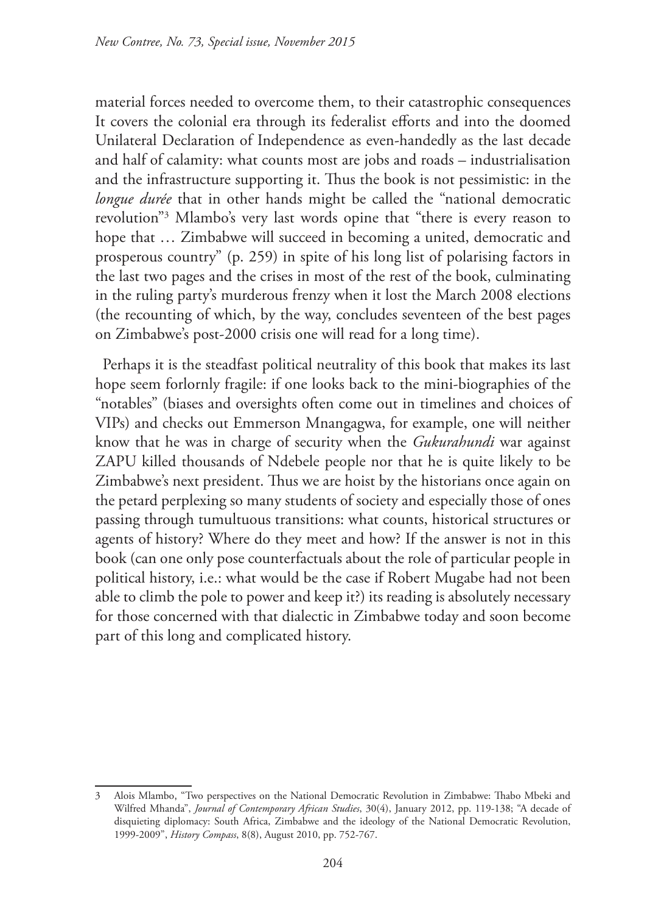material forces needed to overcome them, to their catastrophic consequences It covers the colonial era through its federalist efforts and into the doomed Unilateral Declaration of Independence as even-handedly as the last decade and half of calamity: what counts most are jobs and roads – industrialisation and the infrastructure supporting it. Thus the book is not pessimistic: in the *longue durée* that in other hands might be called the "national democratic revolution"[3] Mlambo's very last words opine that "there is every reason to hope that … Zimbabwe will succeed in becoming a united, democratic and prosperous country" (p. 259) in spite of his long list of polarising factors in the last two pages and the crises in most of the rest of the book, culminating in the ruling party's murderous frenzy when it lost the March 2008 elections (the recounting of which, by the way, concludes seventeen of the best pages on Zimbabwe's post-2000 crisis one will read for a long time).

Perhaps it is the steadfast political neutrality of this book that makes its last hope seem forlornly fragile: if one looks back to the mini-biographies of the "notables" (biases and oversights often come out in timelines and choices of VIPs) and checks out Emmerson Mnangagwa, for example, one will neither know that he was in charge of security when the *Gukurahundi* war against ZAPU killed thousands of Ndebele people nor that he is quite likely to be Zimbabwe's next president. Thus we are hoist by the historians once again on the petard perplexing so many students of society and especially those of ones passing through tumultuous transitions: what counts, historical structures or agents of history? Where do they meet and how? If the answer is not in this book (can one only pose counterfactuals about the role of particular people in political history, i.e.: what would be the case if Robert Mugabe had not been able to climb the pole to power and keep it?) its reading is absolutely necessary for those concerned with that dialectic in Zimbabwe today and soon become part of this long and complicated history.

---

3 Alois Mlambo, "Two perspectives on the National Democratic Revolution in Zimbabwe: Thabo Mbeki and Wilfred Mhanda", *Journal of Contemporary African Studies*, 30(4), January 2012, pp. 119-138; "A decade of disquieting diplomacy: South Africa, Zimbabwe and the ideology of the National Democratic Revolution, 1999-2009", *History Compass*, 8(8), August 2010, pp. 752-767.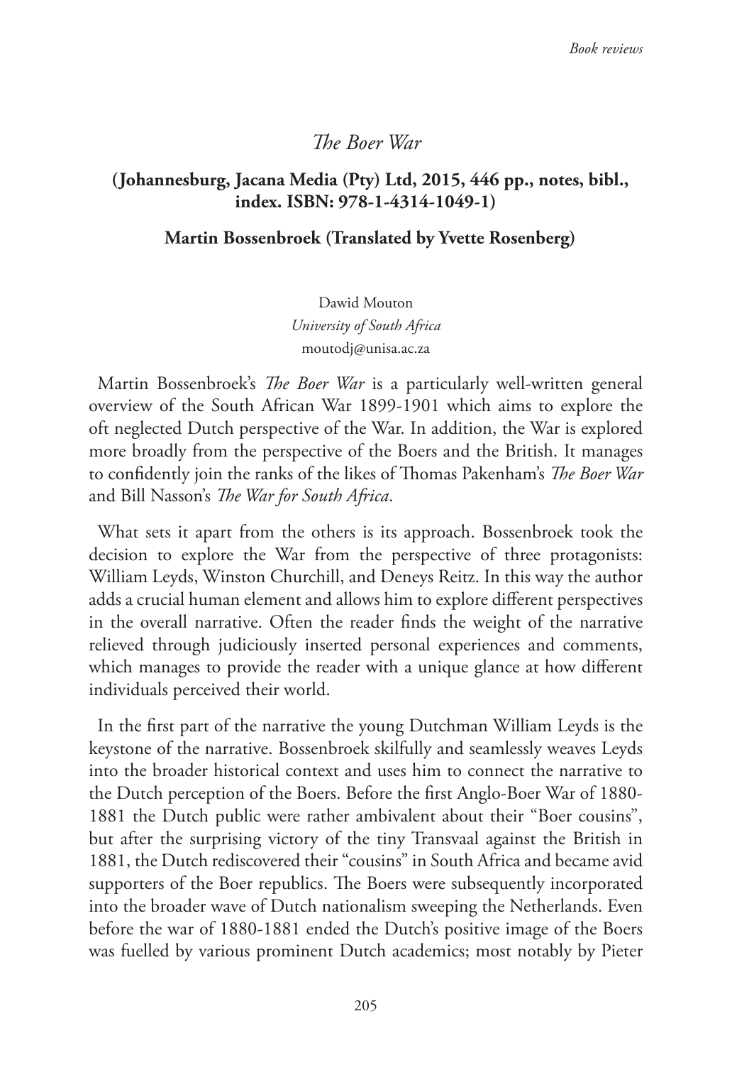# *The Boer War*

**(Johannesburg, Jacana Media (Pty) Ltd, 2015, 446 pp., notes, bibl., index. ISBN: 978-1-4314-1049-1)**

**Martin Bossenbroek (Translated by Yvette Rosenberg)**

Dawid Mouton
*University of South Africa*
moutodj@unisa.ac.za

Martin Bossenbroek's *The Boer War* is a particularly well-written general overview of the South African War 1899-1901 which aims to explore the oft neglected Dutch perspective of the War. In addition, the War is explored more broadly from the perspective of the Boers and the British. It manages to confidently join the ranks of the likes of Thomas Pakenham's *The Boer War* and Bill Nasson's *The War for South Africa*.

What sets it apart from the others is its approach. Bossenbroek took the decision to explore the War from the perspective of three protagonists: William Leyds, Winston Churchill, and Deneys Reitz. In this way the author adds a crucial human element and allows him to explore different perspectives in the overall narrative. Often the reader finds the weight of the narrative relieved through judiciously inserted personal experiences and comments, which manages to provide the reader with a unique glance at how different individuals perceived their world.

In the first part of the narrative the young Dutchman William Leyds is the keystone of the narrative. Bossenbroek skilfully and seamlessly weaves Leyds into the broader historical context and uses him to connect the narrative to the Dutch perception of the Boers. Before the first Anglo-Boer War of 1880-1881 the Dutch public were rather ambivalent about their "Boer cousins", but after the surprising victory of the tiny Transvaal against the British in 1881, the Dutch rediscovered their "cousins" in South Africa and became avid supporters of the Boer republics. The Boers were subsequently incorporated into the broader wave of Dutch nationalism sweeping the Netherlands. Even before the war of 1880-1881 ended the Dutch's positive image of the Boers was fuelled by various prominent Dutch academics; most notably by Pieter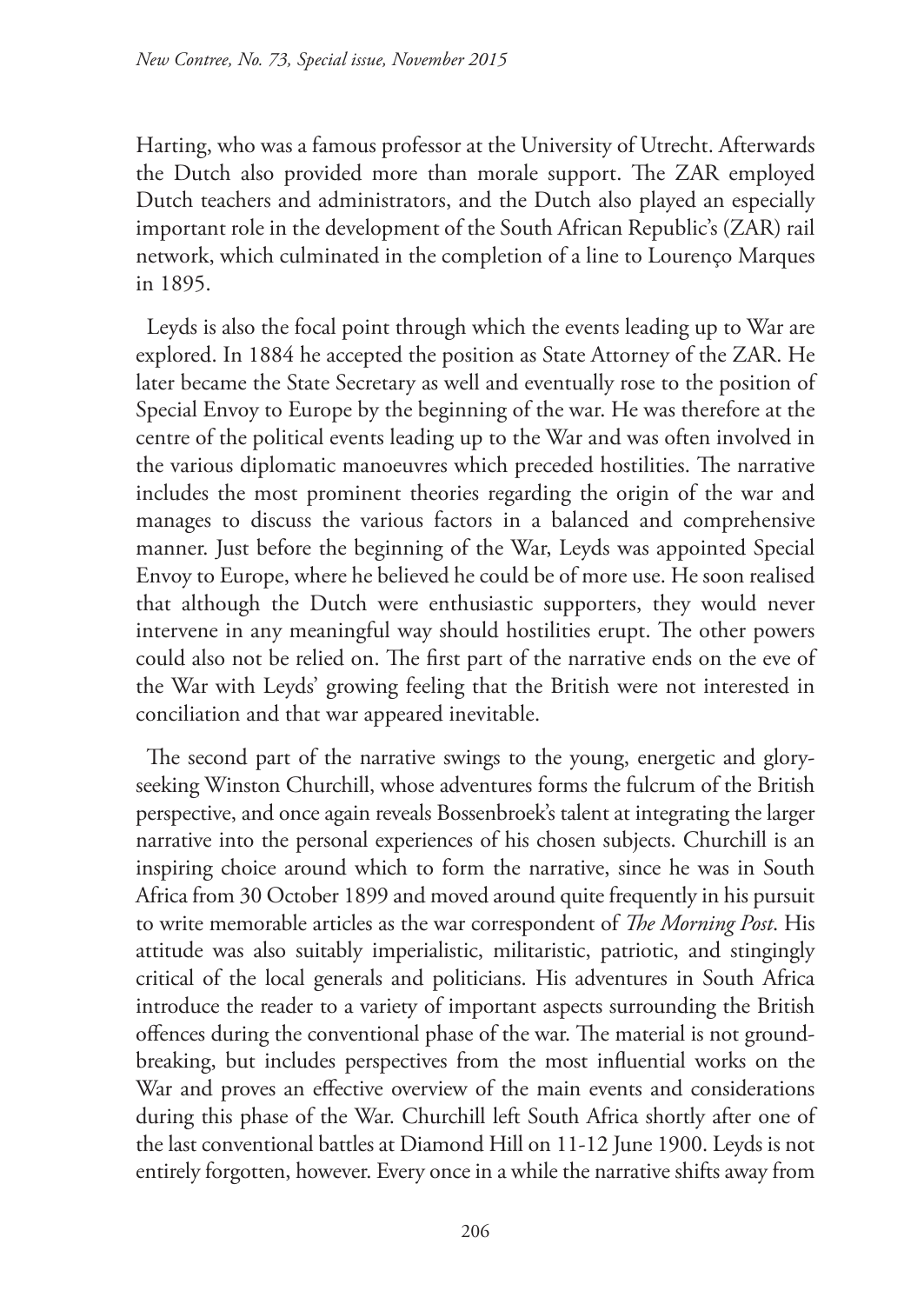Harting, who was a famous professor at the University of Utrecht. Afterwards the Dutch also provided more than morale support. The ZAR employed Dutch teachers and administrators, and the Dutch also played an especially important role in the development of the South African Republic's (ZAR) rail network, which culminated in the completion of a line to Lourenço Marques in 1895.

Leyds is also the focal point through which the events leading up to War are explored. In 1884 he accepted the position as State Attorney of the ZAR. He later became the State Secretary as well and eventually rose to the position of Special Envoy to Europe by the beginning of the war. He was therefore at the centre of the political events leading up to the War and was often involved in the various diplomatic manoeuvres which preceded hostilities. The narrative includes the most prominent theories regarding the origin of the war and manages to discuss the various factors in a balanced and comprehensive manner. Just before the beginning of the War, Leyds was appointed Special Envoy to Europe, where he believed he could be of more use. He soon realised that although the Dutch were enthusiastic supporters, they would never intervene in any meaningful way should hostilities erupt. The other powers could also not be relied on. The first part of the narrative ends on the eve of the War with Leyds' growing feeling that the British were not interested in conciliation and that war appeared inevitable.

The second part of the narrative swings to the young, energetic and glory-seeking Winston Churchill, whose adventures forms the fulcrum of the British perspective, and once again reveals Bossenbroek's talent at integrating the larger narrative into the personal experiences of his chosen subjects. Churchill is an inspiring choice around which to form the narrative, since he was in South Africa from 30 October 1899 and moved around quite frequently in his pursuit to write memorable articles as the war correspondent of *The Morning Post*. His attitude was also suitably imperialistic, militaristic, patriotic, and stingingly critical of the local generals and politicians. His adventures in South Africa introduce the reader to a variety of important aspects surrounding the British offences during the conventional phase of the war. The material is not ground-breaking, but includes perspectives from the most influential works on the War and proves an effective overview of the main events and considerations during this phase of the War. Churchill left South Africa shortly after one of the last conventional battles at Diamond Hill on 11-12 June 1900. Leyds is not entirely forgotten, however. Every once in a while the narrative shifts away from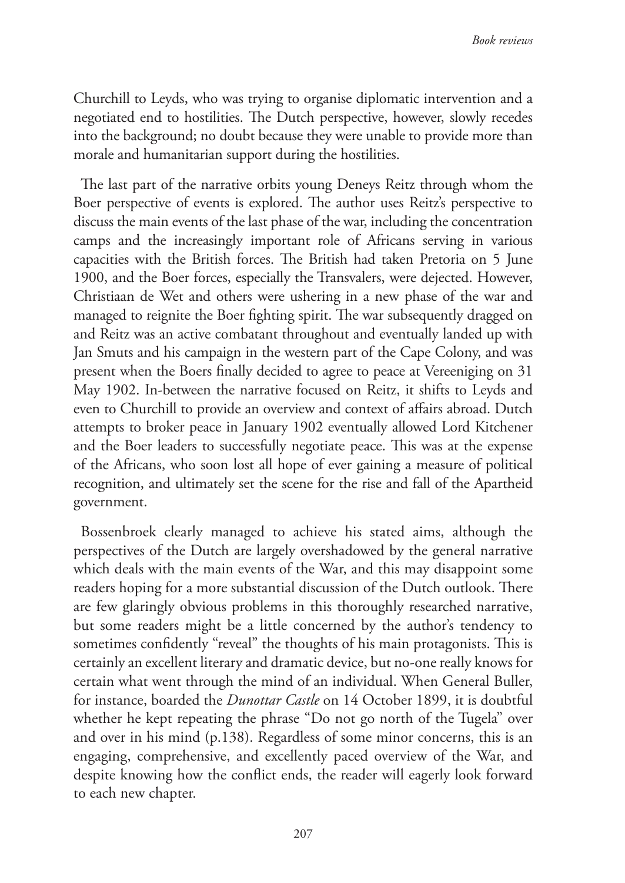Churchill to Leyds, who was trying to organise diplomatic intervention and a negotiated end to hostilities. The Dutch perspective, however, slowly recedes into the background; no doubt because they were unable to provide more than morale and humanitarian support during the hostilities.

The last part of the narrative orbits young Deneys Reitz through whom the Boer perspective of events is explored. The author uses Reitz's perspective to discuss the main events of the last phase of the war, including the concentration camps and the increasingly important role of Africans serving in various capacities with the British forces. The British had taken Pretoria on 5 June 1900, and the Boer forces, especially the Transvalers, were dejected. However, Christiaan de Wet and others were ushering in a new phase of the war and managed to reignite the Boer fighting spirit. The war subsequently dragged on and Reitz was an active combatant throughout and eventually landed up with Jan Smuts and his campaign in the western part of the Cape Colony, and was present when the Boers finally decided to agree to peace at Vereeniging on 31 May 1902. In-between the narrative focused on Reitz, it shifts to Leyds and even to Churchill to provide an overview and context of affairs abroad. Dutch attempts to broker peace in January 1902 eventually allowed Lord Kitchener and the Boer leaders to successfully negotiate peace. This was at the expense of the Africans, who soon lost all hope of ever gaining a measure of political recognition, and ultimately set the scene for the rise and fall of the Apartheid government.

Bossenbroek clearly managed to achieve his stated aims, although the perspectives of the Dutch are largely overshadowed by the general narrative which deals with the main events of the War, and this may disappoint some readers hoping for a more substantial discussion of the Dutch outlook. There are few glaringly obvious problems in this thoroughly researched narrative, but some readers might be a little concerned by the author's tendency to sometimes confidently "reveal" the thoughts of his main protagonists. This is certainly an excellent literary and dramatic device, but no-one really knows for certain what went through the mind of an individual. When General Buller, for instance, boarded the *Dunottar Castle* on 14 October 1899, it is doubtful whether he kept repeating the phrase "Do not go north of the Tugela" over and over in his mind (p.138). Regardless of some minor concerns, this is an engaging, comprehensive, and excellently paced overview of the War, and despite knowing how the conflict ends, the reader will eagerly look forward to each new chapter.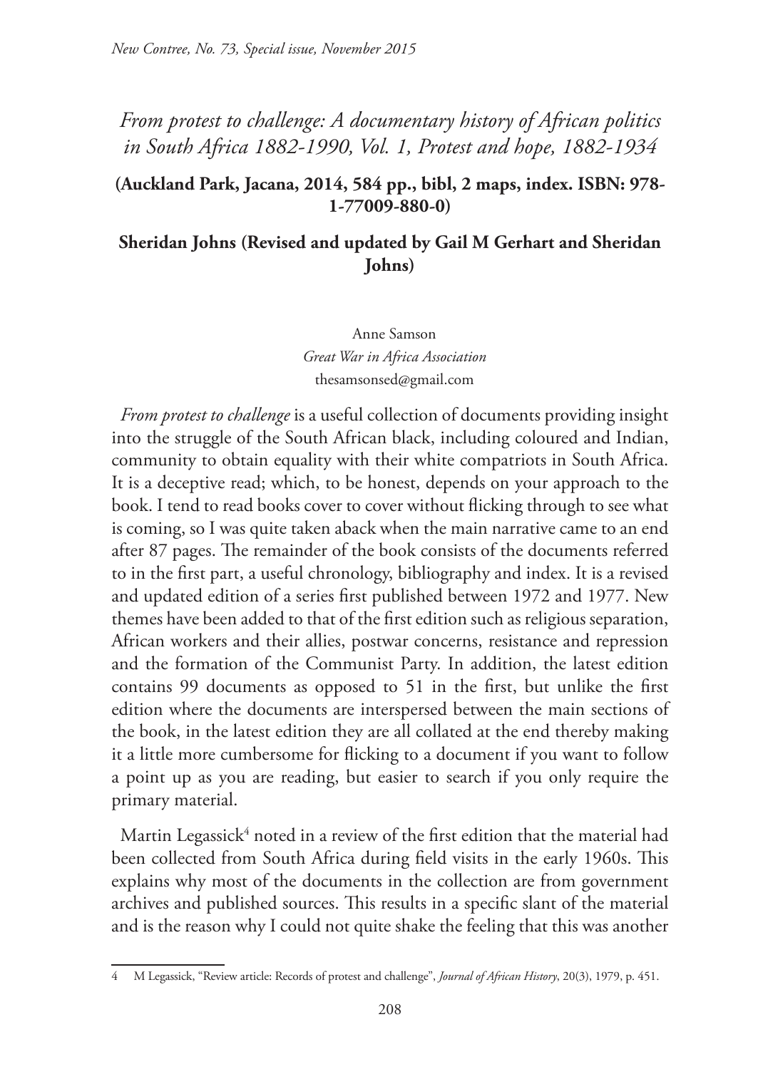# *From protest to challenge: A documentary history of African politics in South Africa 1882-1990, Vol. 1, Protest and hope, 1882-1934*

**(Auckland Park, Jacana, 2014, 584 pp., bibl, 2 maps, index. ISBN: 978-1-77009-880-0)**

**Sheridan Johns (Revised and updated by Gail M Gerhart and Sheridan Johns)**

Anne Samson
*Great War in Africa Association*
thesamsonsed@gmail.com

*From protest to challenge* is a useful collection of documents providing insight into the struggle of the South African black, including coloured and Indian, community to obtain equality with their white compatriots in South Africa. It is a deceptive read; which, to be honest, depends on your approach to the book. I tend to read books cover to cover without flicking through to see what is coming, so I was quite taken aback when the main narrative came to an end after 87 pages. The remainder of the book consists of the documents referred to in the first part, a useful chronology, bibliography and index. It is a revised and updated edition of a series first published between 1972 and 1977. New themes have been added to that of the first edition such as religious separation, African workers and their allies, postwar concerns, resistance and repression and the formation of the Communist Party. In addition, the latest edition contains 99 documents as opposed to 51 in the first, but unlike the first edition where the documents are interspersed between the main sections of the book, in the latest edition they are all collated at the end thereby making it a little more cumbersome for flicking to a document if you want to follow a point up as you are reading, but easier to search if you only require the primary material.

Martin Legassick[4] noted in a review of the first edition that the material had been collected from South Africa during field visits in the early 1960s. This explains why most of the documents in the collection are from government archives and published sources. This results in a specific slant of the material and is the reason why I could not quite shake the feeling that this was another

---

4 M Legassick, "Review article: Records of protest and challenge", *Journal of African History*, 20(3), 1979, p. 451.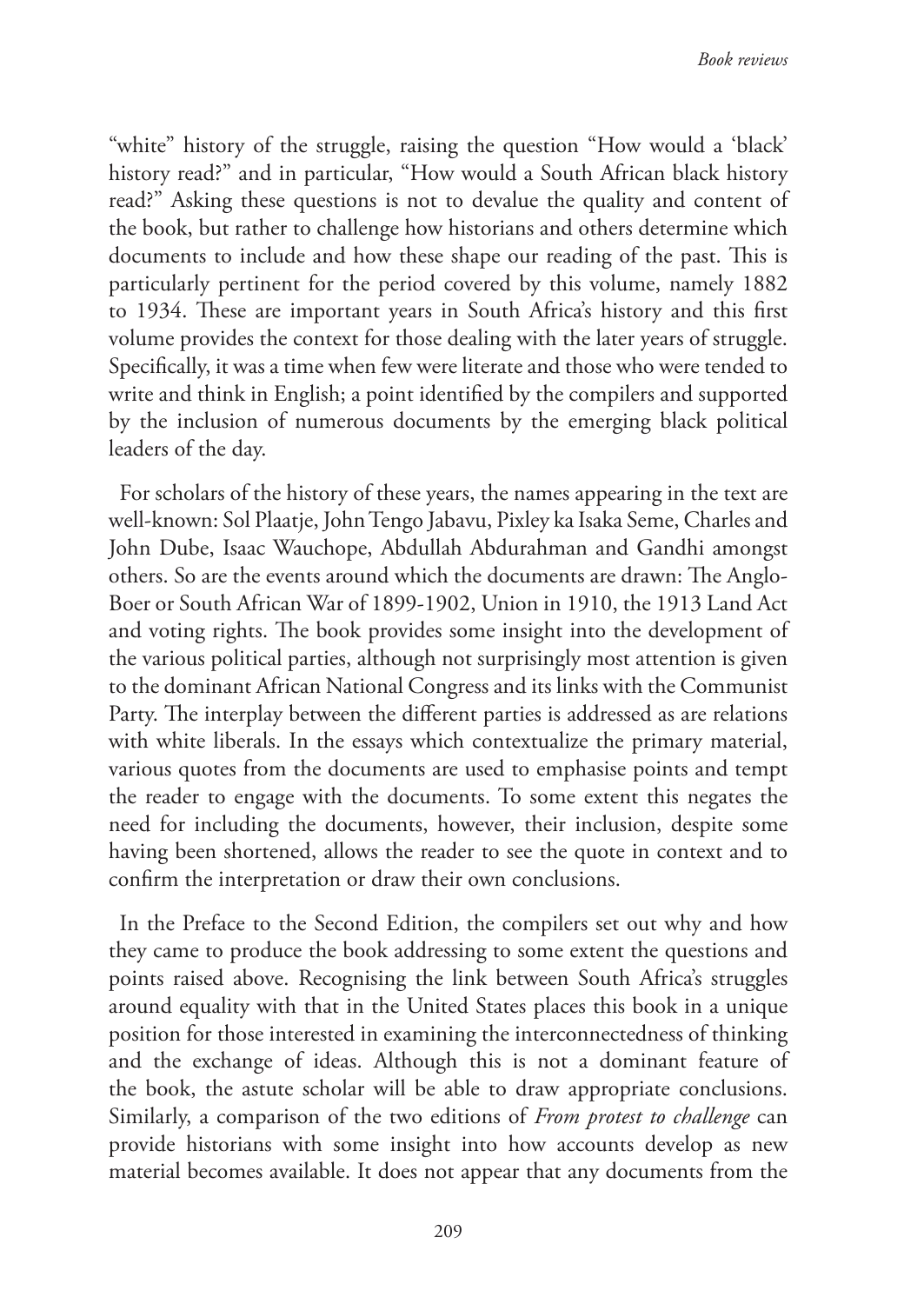"white" history of the struggle, raising the question "How would a 'black' history read?" and in particular, "How would a South African black history read?" Asking these questions is not to devalue the quality and content of the book, but rather to challenge how historians and others determine which documents to include and how these shape our reading of the past. This is particularly pertinent for the period covered by this volume, namely 1882 to 1934. These are important years in South Africa's history and this first volume provides the context for those dealing with the later years of struggle. Specifically, it was a time when few were literate and those who were tended to write and think in English; a point identified by the compilers and supported by the inclusion of numerous documents by the emerging black political leaders of the day.

For scholars of the history of these years, the names appearing in the text are well-known: Sol Plaatje, John Tengo Jabavu, Pixley ka Isaka Seme, Charles and John Dube, Isaac Wauchope, Abdullah Abdurahman and Gandhi amongst others. So are the events around which the documents are drawn: The Anglo-Boer or South African War of 1899-1902, Union in 1910, the 1913 Land Act and voting rights. The book provides some insight into the development of the various political parties, although not surprisingly most attention is given to the dominant African National Congress and its links with the Communist Party. The interplay between the different parties is addressed as are relations with white liberals. In the essays which contextualize the primary material, various quotes from the documents are used to emphasise points and tempt the reader to engage with the documents. To some extent this negates the need for including the documents, however, their inclusion, despite some having been shortened, allows the reader to see the quote in context and to confirm the interpretation or draw their own conclusions.

In the Preface to the Second Edition, the compilers set out why and how they came to produce the book addressing to some extent the questions and points raised above. Recognising the link between South Africa's struggles around equality with that in the United States places this book in a unique position for those interested in examining the interconnectedness of thinking and the exchange of ideas. Although this is not a dominant feature of the book, the astute scholar will be able to draw appropriate conclusions. Similarly, a comparison of the two editions of *From protest to challenge* can provide historians with some insight into how accounts develop as new material becomes available. It does not appear that any documents from the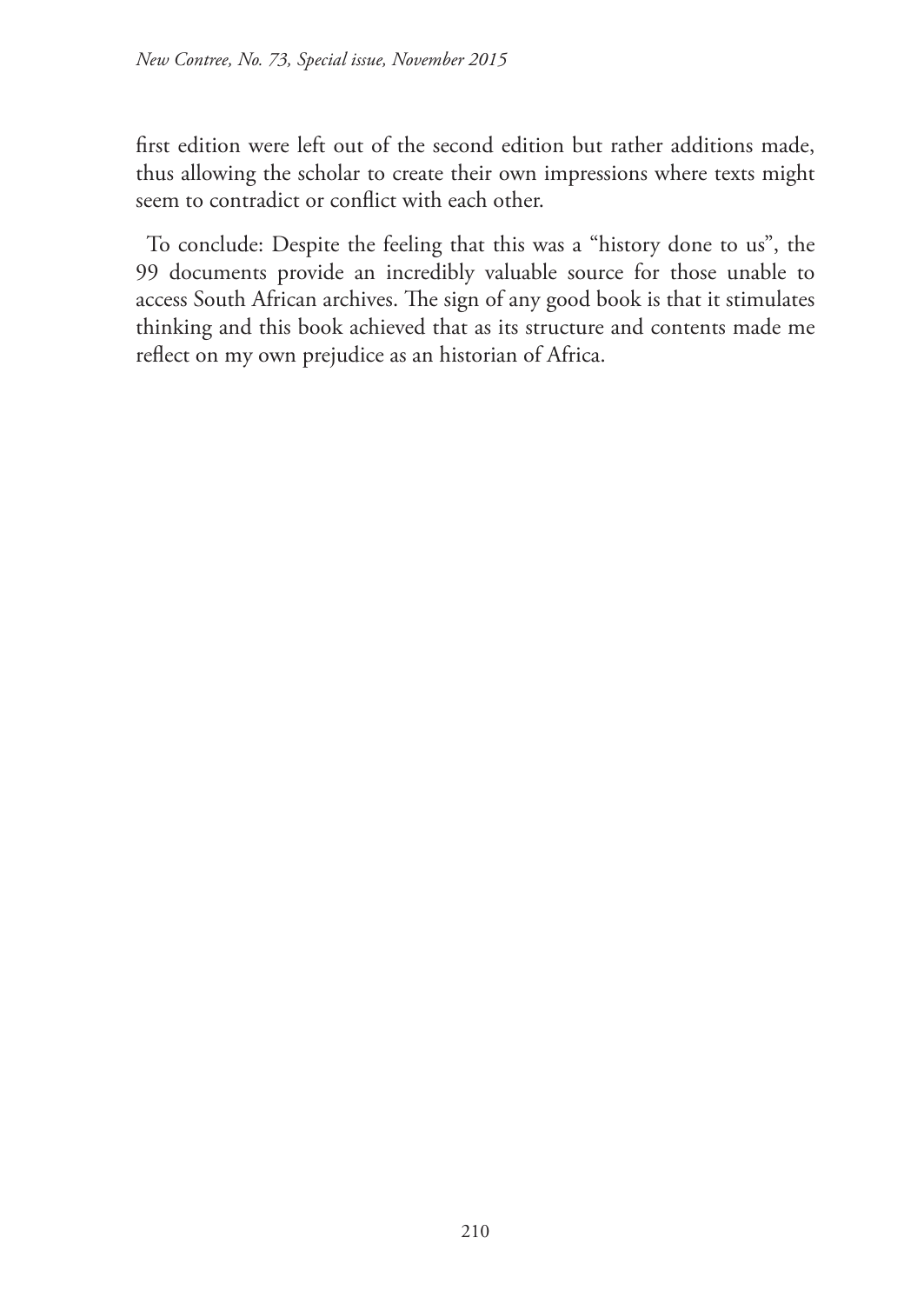first edition were left out of the second edition but rather additions made, thus allowing the scholar to create their own impressions where texts might seem to contradict or conflict with each other.

To conclude: Despite the feeling that this was a "history done to us", the 99 documents provide an incredibly valuable source for those unable to access South African archives. The sign of any good book is that it stimulates thinking and this book achieved that as its structure and contents made me reflect on my own prejudice as an historian of Africa.